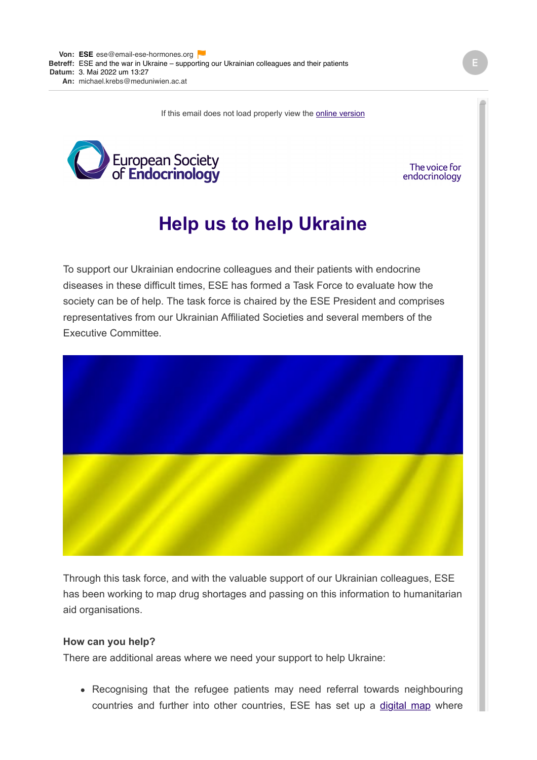**Von:** **ESE** ese@email-ese-hormones.org
**Betreff:** ESE and the war in Ukraine – supporting our Ukrainian colleagues and their patients
**Datum:** 3. Mai 2022 um 13:27
**An:** michael.krebs@meduniwien.ac.at

If this email does not load properly view the online version

European Society of Endocrinology — The voice for endocrinology

# Help us to help Ukraine

To support our Ukrainian endocrine colleagues and their patients with endocrine diseases in these difficult times, ESE has formed a Task Force to evaluate how the society can be of help. The task force is chaired by the ESE President and comprises representatives from our Ukrainian Affiliated Societies and several members of the Executive Committee.

Through this task force, and with the valuable support of our Ukrainian colleagues, ESE has been working to map drug shortages and passing on this information to humanitarian aid organisations.

**How can you help?**
There are additional areas where we need your support to help Ukraine:

- Recognising that the refugee patients may need referral towards neighbouring countries and further into other countries, ESE has set up a digital map where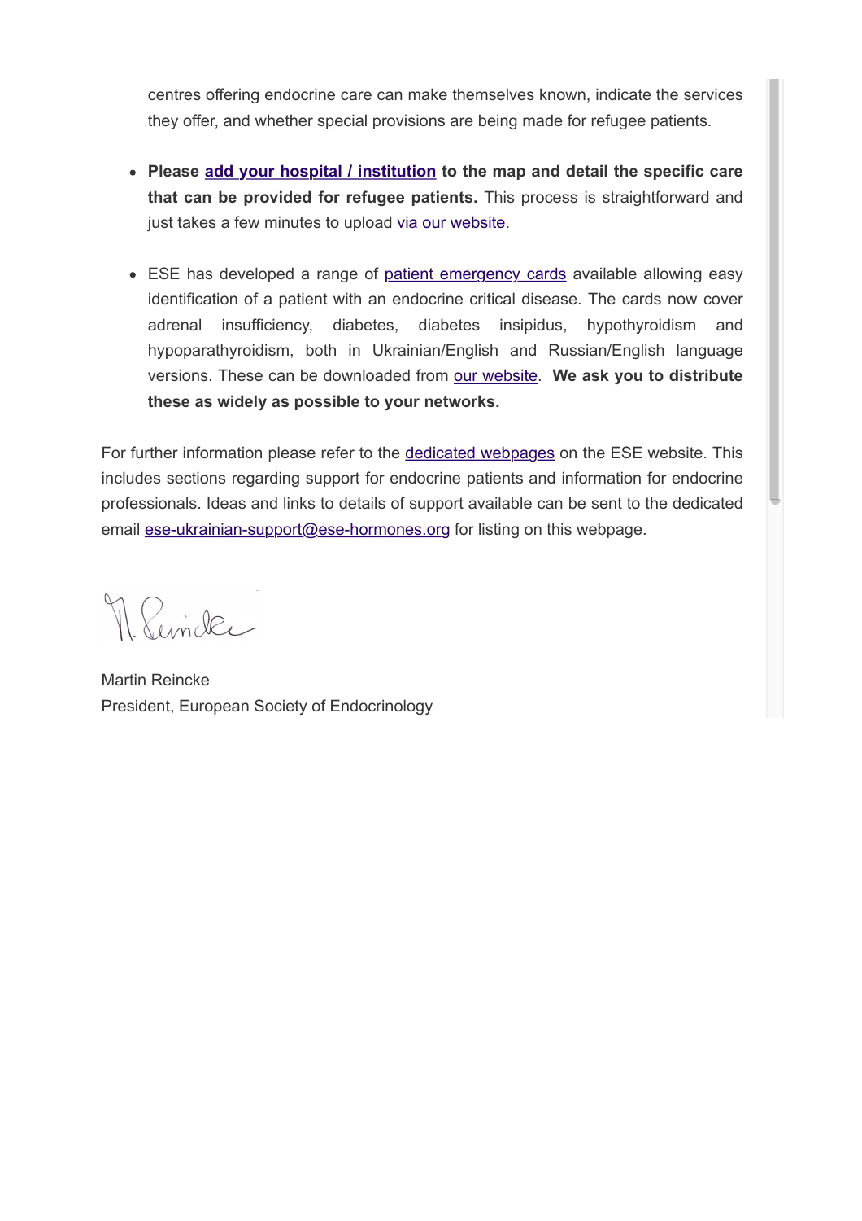centres offering endocrine care can make themselves known, indicate the services they offer, and whether special provisions are being made for refugee patients.

- **Please add your hospital / institution to the map and detail the specific care that can be provided for refugee patients.** This process is straightforward and just takes a few minutes to upload via our website.
- ESE has developed a range of patient emergency cards available allowing easy identification of a patient with an endocrine critical disease. The cards now cover adrenal insufficiency, diabetes, diabetes insipidus, hypothyroidism and hypoparathyroidism, both in Ukrainian/English and Russian/English language versions. These can be downloaded from our website. **We ask you to distribute these as widely as possible to your networks.**

For further information please refer to the dedicated webpages on the ESE website. This includes sections regarding support for endocrine patients and information for endocrine professionals. Ideas and links to details of support available can be sent to the dedicated email ese-ukrainian-support@ese-hormones.org for listing on this webpage.

Martin Reincke
President, European Society of Endocrinology